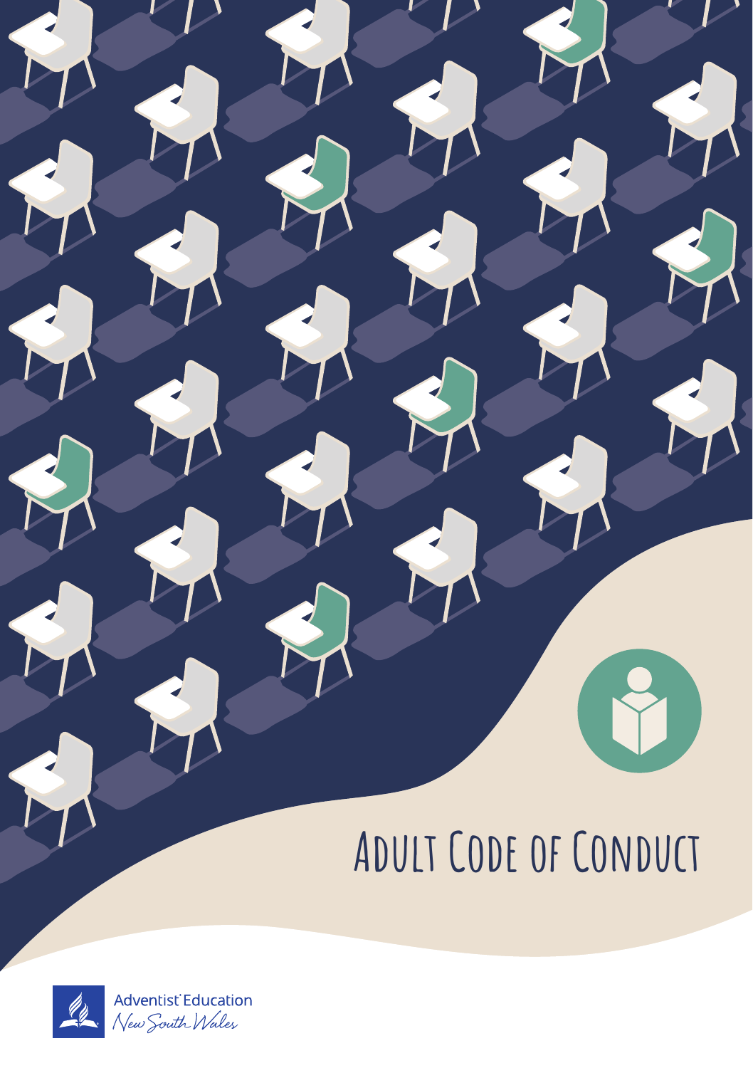# Adult Code of Conduct

Adventist Education
New South Wales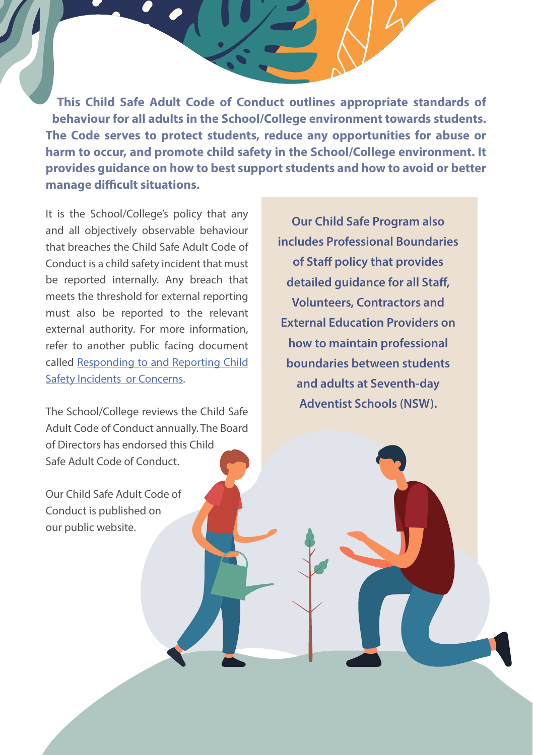**This Child Safe Adult Code of Conduct outlines appropriate standards of behaviour for all adults in the School/College environment towards students. The Code serves to protect students, reduce any opportunities for abuse or harm to occur, and promote child safety in the School/College environment. It provides guidance on how to best support students and how to avoid or better manage difficult situations.**

It is the School/College's policy that any and all objectively observable behaviour that breaches the Child Safe Adult Code of Conduct is a child safety incident that must be reported internally. Any breach that meets the threshold for external reporting must also be reported to the relevant external authority. For more information, refer to another public facing document called [Responding to and Reporting Child Safety Incidents or Concerns].

The School/College reviews the Child Safe Adult Code of Conduct annually. The Board of Directors has endorsed this Child Safe Adult Code of Conduct.

Our Child Safe Adult Code of Conduct is published on our public website.

**Our Child Safe Program also includes Professional Boundaries of Staff policy that provides detailed guidance for all Staff, Volunteers, Contractors and External Education Providers on how to maintain professional boundaries between students and adults at Seventh-day Adventist Schools (NSW).**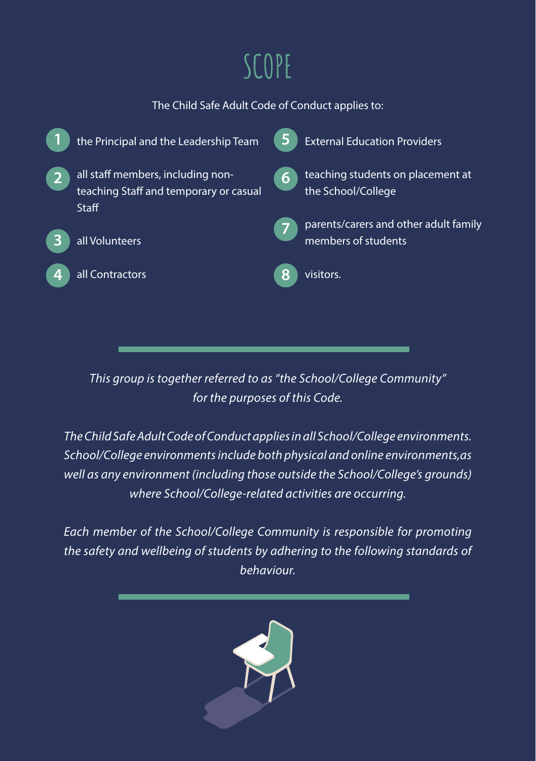# SCOPE

The Child Safe Adult Code of Conduct applies to:

1. the Principal and the Leadership Team
2. all staff members, including non-teaching Staff and temporary or casual Staff
3. all Volunteers
4. all Contractors
5. External Education Providers
6. teaching students on placement at the School/College
7. parents/carers and other adult family members of students
8. visitors.

*This group is together referred to as "the School/College Community" for the purposes of this Code.*

*The Child Safe Adult Code of Conduct applies in all School/College environments. School/College environments include both physical and online environments,as well as any environment (including those outside the School/College's grounds) where School/College-related activities are occurring.*

*Each member of the School/College Community is responsible for promoting the safety and wellbeing of students by adhering to the following standards of behaviour.*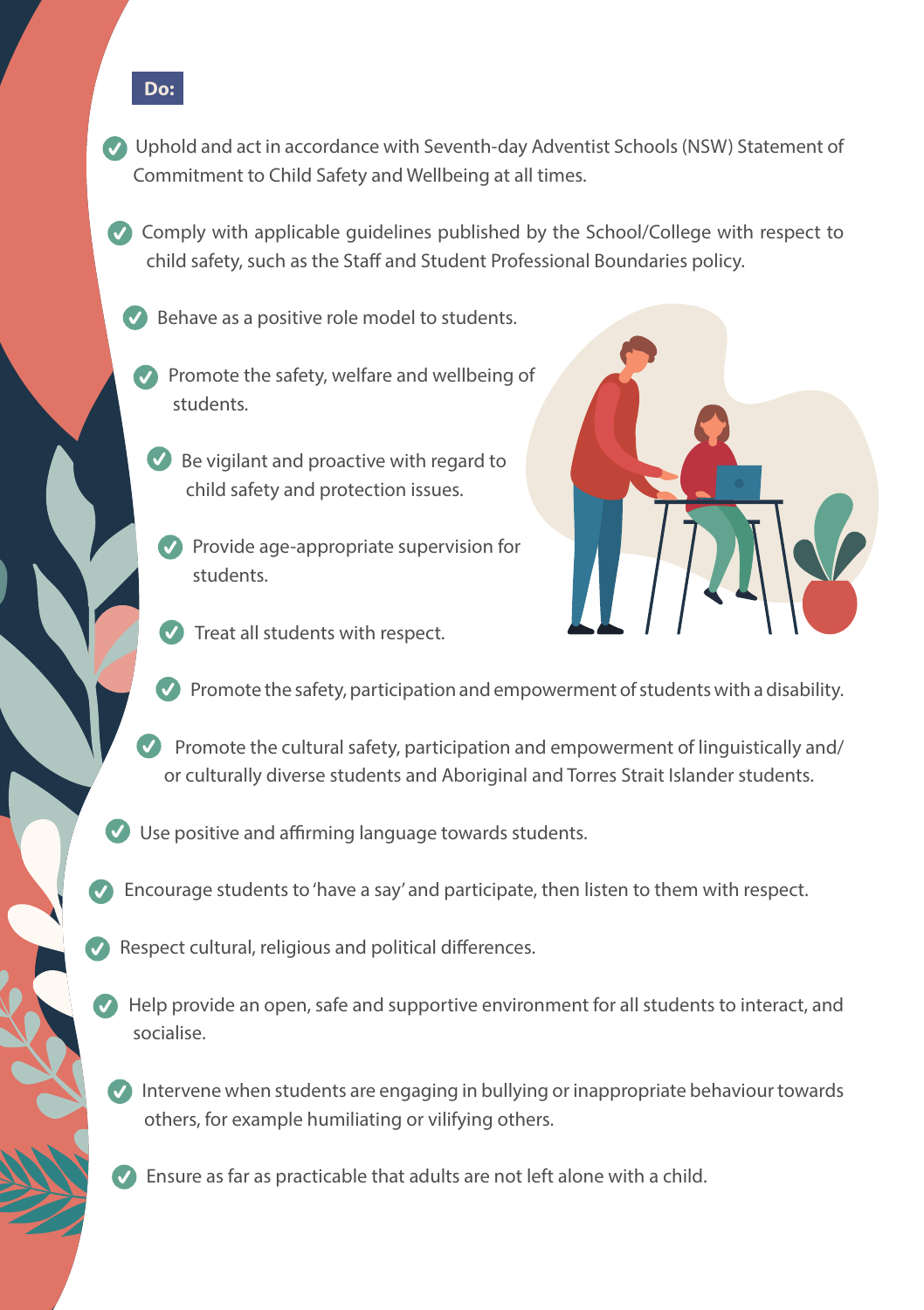**Do:**

- Uphold and act in accordance with Seventh-day Adventist Schools (NSW) Statement of Commitment to Child Safety and Wellbeing at all times.
- Comply with applicable guidelines published by the School/College with respect to child safety, such as the Staff and Student Professional Boundaries policy.
- Behave as a positive role model to students.
- Promote the safety, welfare and wellbeing of students.
- Be vigilant and proactive with regard to child safety and protection issues.
- Provide age-appropriate supervision for students.
- Treat all students with respect.
- Promote the safety, participation and empowerment of students with a disability.
- Promote the cultural safety, participation and empowerment of linguistically and/or culturally diverse students and Aboriginal and Torres Strait Islander students.
- Use positive and affirming language towards students.
- Encourage students to 'have a say' and participate, then listen to them with respect.
- Respect cultural, religious and political differences.
- Help provide an open, safe and supportive environment for all students to interact, and socialise.
- Intervene when students are engaging in bullying or inappropriate behaviour towards others, for example humiliating or vilifying others.
- Ensure as far as practicable that adults are not left alone with a child.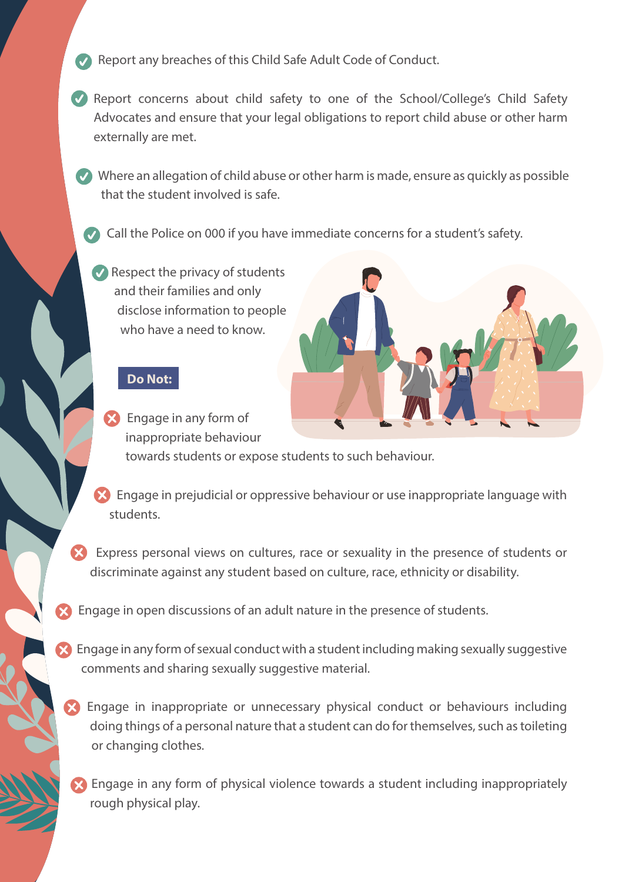- Report any breaches of this Child Safe Adult Code of Conduct.
- Report concerns about child safety to one of the School/College's Child Safety Advocates and ensure that your legal obligations to report child abuse or other harm externally are met.
- Where an allegation of child abuse or other harm is made, ensure as quickly as possible that the student involved is safe.
- Call the Police on 000 if you have immediate concerns for a student's safety.
- Respect the privacy of students and their families and only disclose information to people who have a need to know.

**Do Not:**

- Engage in any form of inappropriate behaviour towards students or expose students to such behaviour.
- Engage in prejudicial or oppressive behaviour or use inappropriate language with students.
- Express personal views on cultures, race or sexuality in the presence of students or discriminate against any student based on culture, race, ethnicity or disability.
- Engage in open discussions of an adult nature in the presence of students.
- Engage in any form of sexual conduct with a student including making sexually suggestive comments and sharing sexually suggestive material.
- Engage in inappropriate or unnecessary physical conduct or behaviours including doing things of a personal nature that a student can do for themselves, such as toileting or changing clothes.
- Engage in any form of physical violence towards a student including inappropriately rough physical play.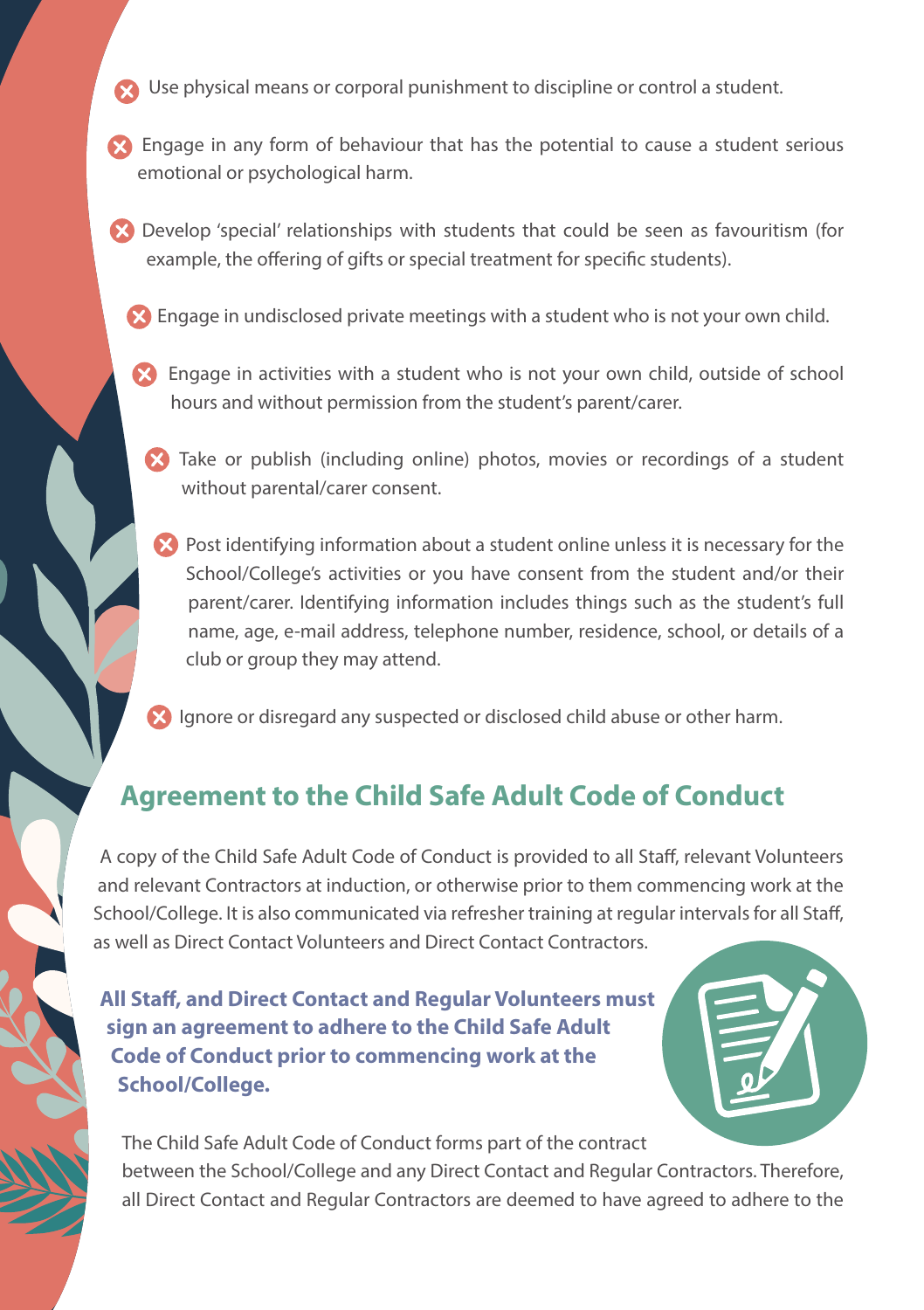- ❌ Use physical means or corporal punishment to discipline or control a student.
- ❌ Engage in any form of behaviour that has the potential to cause a student serious emotional or psychological harm.
- ❌ Develop 'special' relationships with students that could be seen as favouritism (for example, the offering of gifts or special treatment for specific students).
- ❌ Engage in undisclosed private meetings with a student who is not your own child.
- ❌ Engage in activities with a student who is not your own child, outside of school hours and without permission from the student's parent/carer.
- ❌ Take or publish (including online) photos, movies or recordings of a student without parental/carer consent.
- ❌ Post identifying information about a student online unless it is necessary for the School/College's activities or you have consent from the student and/or their parent/carer. Identifying information includes things such as the student's full name, age, e-mail address, telephone number, residence, school, or details of a club or group they may attend.
- ❌ Ignore or disregard any suspected or disclosed child abuse or other harm.

## Agreement to the Child Safe Adult Code of Conduct

A copy of the Child Safe Adult Code of Conduct is provided to all Staff, relevant Volunteers and relevant Contractors at induction, or otherwise prior to them commencing work at the School/College. It is also communicated via refresher training at regular intervals for all Staff, as well as Direct Contact Volunteers and Direct Contact Contractors.

**All Staff, and Direct Contact and Regular Volunteers must sign an agreement to adhere to the Child Safe Adult Code of Conduct prior to commencing work at the School/College.**

The Child Safe Adult Code of Conduct forms part of the contract between the School/College and any Direct Contact and Regular Contractors. Therefore, all Direct Contact and Regular Contractors are deemed to have agreed to adhere to the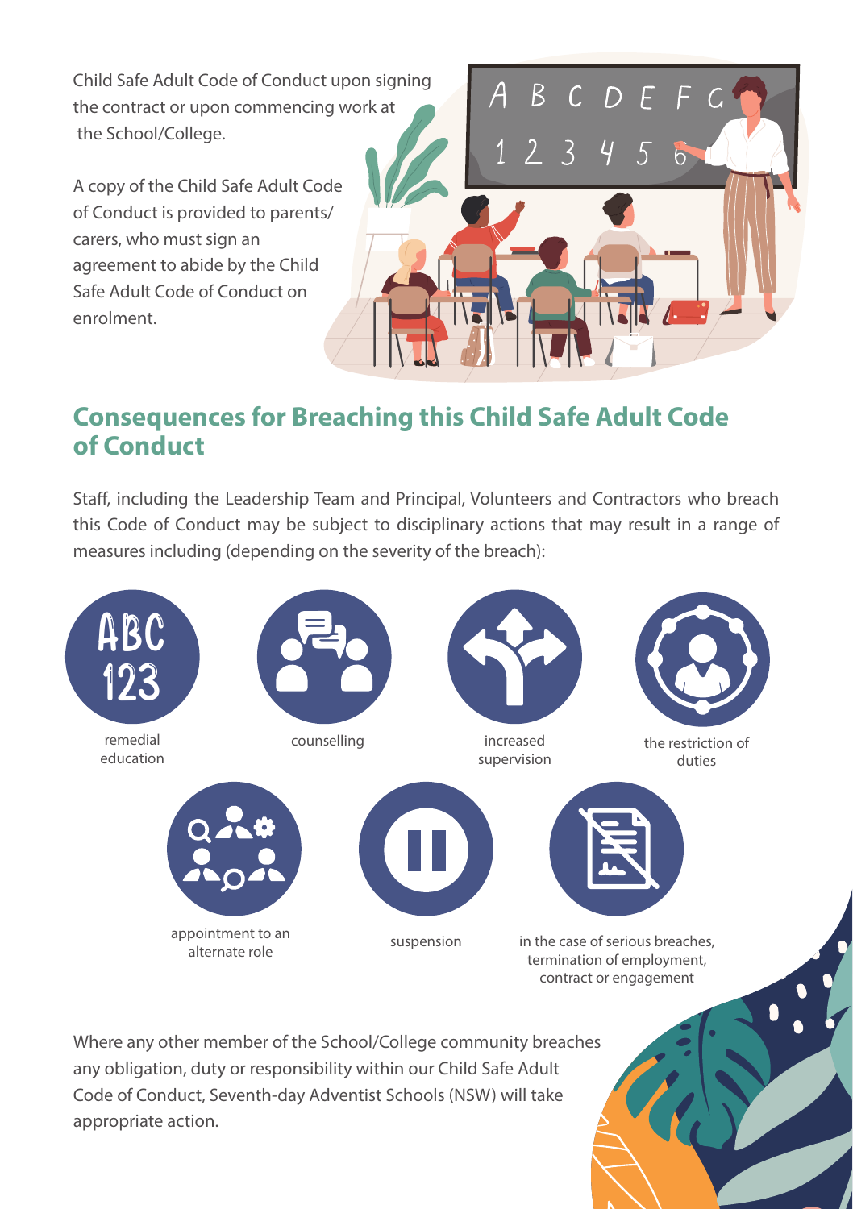Child Safe Adult Code of Conduct upon signing the contract or upon commencing work at the School/College.

A copy of the Child Safe Adult Code of Conduct is provided to parents/carers, who must sign an agreement to abide by the Child Safe Adult Code of Conduct on enrolment.

## Consequences for Breaching this Child Safe Adult Code of Conduct

Staff, including the Leadership Team and Principal, Volunteers and Contractors who breach this Code of Conduct may be subject to disciplinary actions that may result in a range of measures including (depending on the severity of the breach):

- remedial education
- counselling
- increased supervision
- the restriction of duties
- appointment to an alternate role
- suspension
- in the case of serious breaches, termination of employment, contract or engagement

Where any other member of the School/College community breaches any obligation, duty or responsibility within our Child Safe Adult Code of Conduct, Seventh-day Adventist Schools (NSW) will take appropriate action.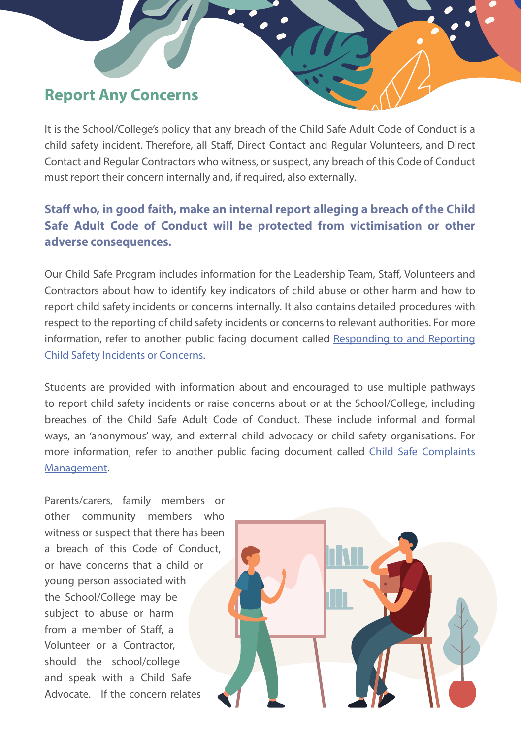## Report Any Concerns

It is the School/College's policy that any breach of the Child Safe Adult Code of Conduct is a child safety incident. Therefore, all Staff, Direct Contact and Regular Volunteers, and Direct Contact and Regular Contractors who witness, or suspect, any breach of this Code of Conduct must report their concern internally and, if required, also externally.

**Staff who, in good faith, make an internal report alleging a breach of the Child Safe Adult Code of Conduct will be protected from victimisation or other adverse consequences.**

Our Child Safe Program includes information for the Leadership Team, Staff, Volunteers and Contractors about how to identify key indicators of child abuse or other harm and how to report child safety incidents or concerns internally. It also contains detailed procedures with respect to the reporting of child safety incidents or concerns to relevant authorities. For more information, refer to another public facing document called Responding to and Reporting Child Safety Incidents or Concerns.

Students are provided with information about and encouraged to use multiple pathways to report child safety incidents or raise concerns about or at the School/College, including breaches of the Child Safe Adult Code of Conduct. These include informal and formal ways, an 'anonymous' way, and external child advocacy or child safety organisations. For more information, refer to another public facing document called Child Safe Complaints Management.

Parents/carers, family members or other community members who witness or suspect that there has been a breach of this Code of Conduct, or have concerns that a child or young person associated with the School/College may be subject to abuse or harm from a member of Staff, a Volunteer or a Contractor, should the school/college and speak with a Child Safe Advocate. If the concern relates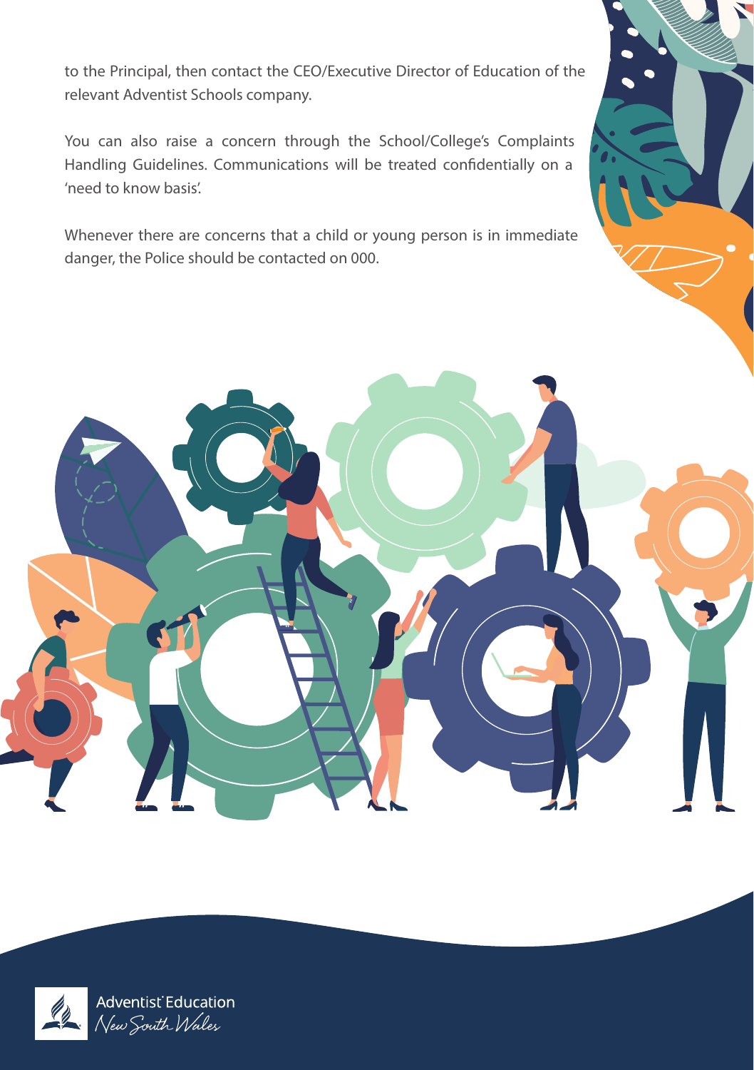to the Principal, then contact the CEO/Executive Director of Education of the relevant Adventist Schools company.

You can also raise a concern through the School/College's Complaints Handling Guidelines. Communications will be treated confidentially on a 'need to know basis'.

Whenever there are concerns that a child or young person is in immediate danger, the Police should be contacted on 000.